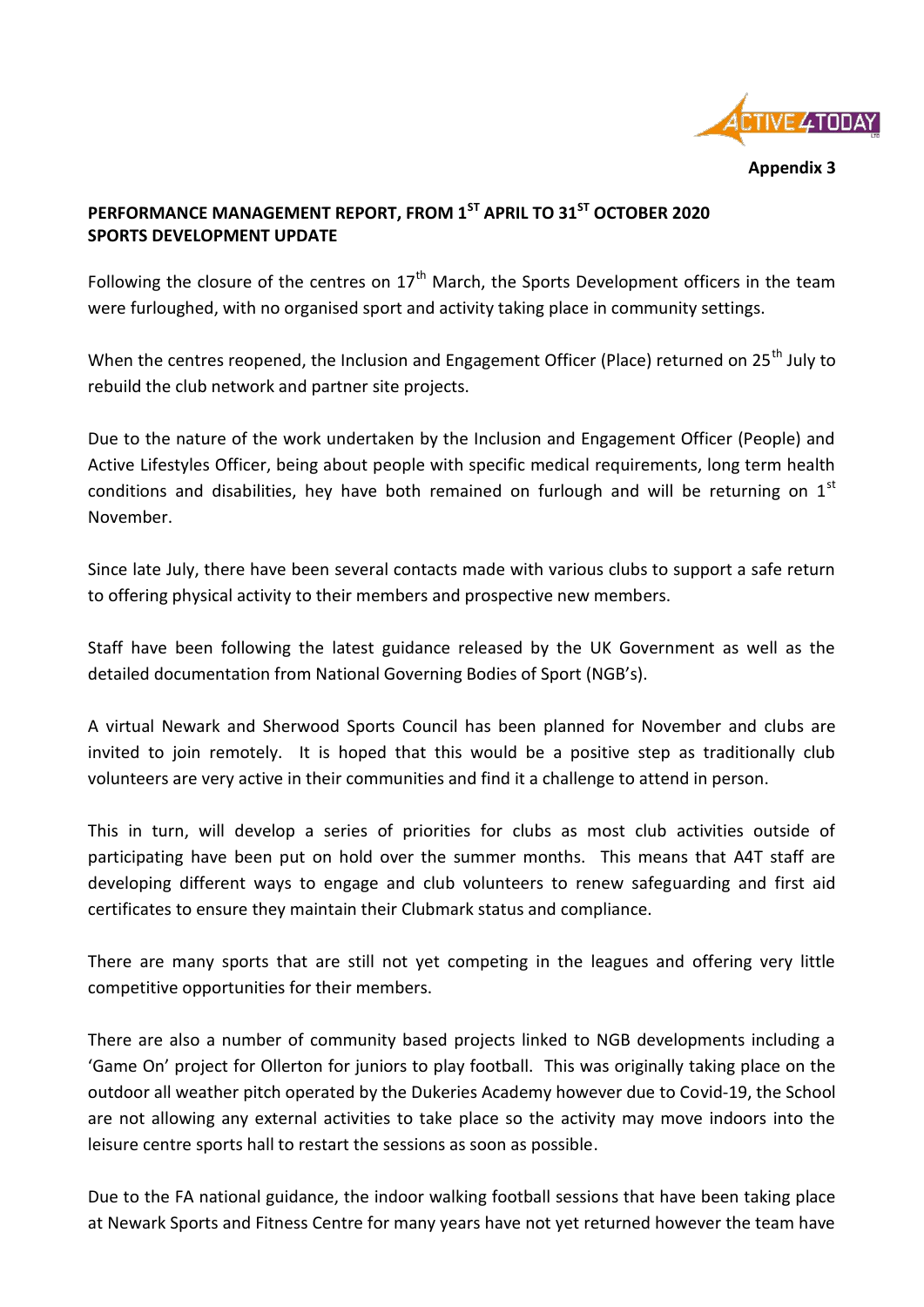Appendix 3

## PERFORMANCE MANAGEMENT REPORT, FROM 1ST APRIL TO 31ST OCTOBER 2020
## SPORTS DEVELOPMENT UPDATE

Following the closure of the centres on 17th March, the Sports Development officers in the team were furloughed, with no organised sport and activity taking place in community settings.

When the centres reopened, the Inclusion and Engagement Officer (Place) returned on 25th July to rebuild the club network and partner site projects.

Due to the nature of the work undertaken by the Inclusion and Engagement Officer (People) and Active Lifestyles Officer, being about people with specific medical requirements, long term health conditions and disabilities, hey have both remained on furlough and will be returning on 1st November.

Since late July, there have been several contacts made with various clubs to support a safe return to offering physical activity to their members and prospective new members.

Staff have been following the latest guidance released by the UK Government as well as the detailed documentation from National Governing Bodies of Sport (NGB's).

A virtual Newark and Sherwood Sports Council has been planned for November and clubs are invited to join remotely. It is hoped that this would be a positive step as traditionally club volunteers are very active in their communities and find it a challenge to attend in person.

This in turn, will develop a series of priorities for clubs as most club activities outside of participating have been put on hold over the summer months. This means that A4T staff are developing different ways to engage and club volunteers to renew safeguarding and first aid certificates to ensure they maintain their Clubmark status and compliance.

There are many sports that are still not yet competing in the leagues and offering very little competitive opportunities for their members.

There are also a number of community based projects linked to NGB developments including a 'Game On' project for Ollerton for juniors to play football. This was originally taking place on the outdoor all weather pitch operated by the Dukeries Academy however due to Covid-19, the School are not allowing any external activities to take place so the activity may move indoors into the leisure centre sports hall to restart the sessions as soon as possible.

Due to the FA national guidance, the indoor walking football sessions that have been taking place at Newark Sports and Fitness Centre for many years have not yet returned however the team have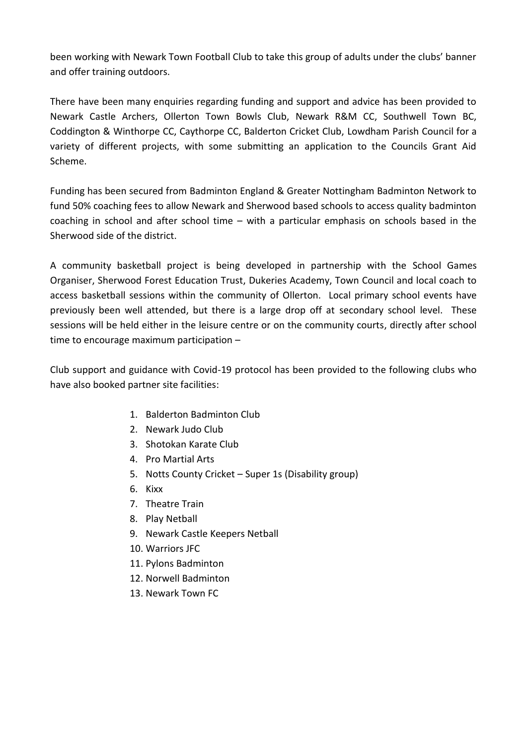been working with Newark Town Football Club to take this group of adults under the clubs' banner and offer training outdoors.

There have been many enquiries regarding funding and support and advice has been provided to Newark Castle Archers, Ollerton Town Bowls Club, Newark R&M CC, Southwell Town BC, Coddington & Winthorpe CC, Caythorpe CC, Balderton Cricket Club, Lowdham Parish Council for a variety of different projects, with some submitting an application to the Councils Grant Aid Scheme.

Funding has been secured from Badminton England & Greater Nottingham Badminton Network to fund 50% coaching fees to allow Newark and Sherwood based schools to access quality badminton coaching in school and after school time – with a particular emphasis on schools based in the Sherwood side of the district.

A community basketball project is being developed in partnership with the School Games Organiser, Sherwood Forest Education Trust, Dukeries Academy, Town Council and local coach to access basketball sessions within the community of Ollerton. Local primary school events have previously been well attended, but there is a large drop off at secondary school level. These sessions will be held either in the leisure centre or on the community courts, directly after school time to encourage maximum participation –

Club support and guidance with Covid-19 protocol has been provided to the following clubs who have also booked partner site facilities:

1. Balderton Badminton Club
2. Newark Judo Club
3. Shotokan Karate Club
4. Pro Martial Arts
5. Notts County Cricket – Super 1s (Disability group)
6. Kixx
7. Theatre Train
8. Play Netball
9. Newark Castle Keepers Netball
10. Warriors JFC
11. Pylons Badminton
12. Norwell Badminton
13. Newark Town FC